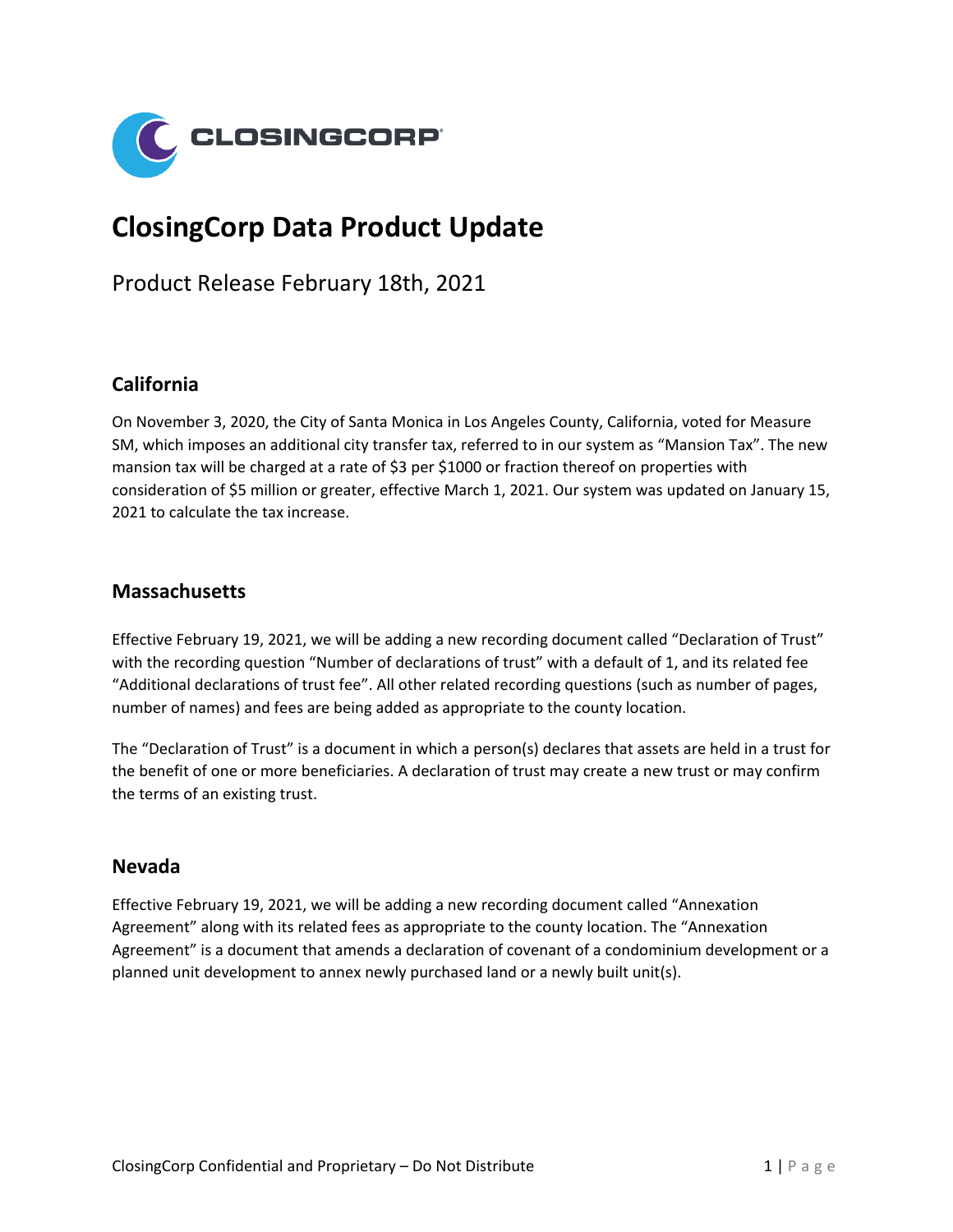# ClosingCorp Data Product Update

Product Release February 18th, 2021

## California

On November 3, 2020, the City of Santa Monica in Los Angeles County, California, voted for Measure SM, which imposes an additional city transfer tax, referred to in our system as "Mansion Tax". The new mansion tax will be charged at a rate of $3 per $1000 or fraction thereof on properties with consideration of $5 million or greater, effective March 1, 2021. Our system was updated on January 15, 2021 to calculate the tax increase.

## Massachusetts

Effective February 19, 2021, we will be adding a new recording document called "Declaration of Trust" with the recording question "Number of declarations of trust" with a default of 1, and its related fee "Additional declarations of trust fee". All other related recording questions (such as number of pages, number of names) and fees are being added as appropriate to the county location.

The "Declaration of Trust" is a document in which a person(s) declares that assets are held in a trust for the benefit of one or more beneficiaries. A declaration of trust may create a new trust or may confirm the terms of an existing trust.

## Nevada

Effective February 19, 2021, we will be adding a new recording document called "Annexation Agreement" along with its related fees as appropriate to the county location. The "Annexation Agreement" is a document that amends a declaration of covenant of a condominium development or a planned unit development to annex newly purchased land or a newly built unit(s).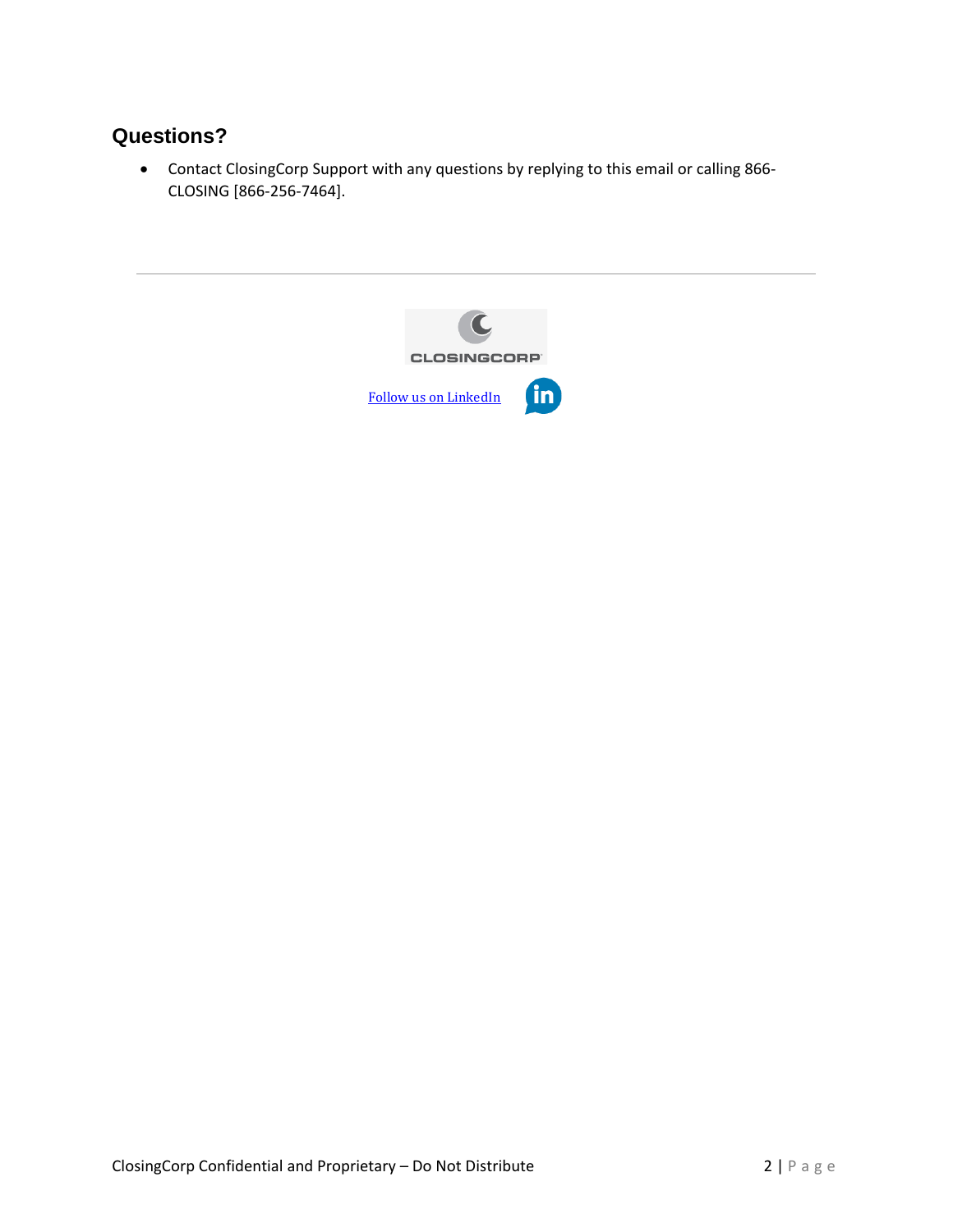## Questions?

- Contact ClosingCorp Support with any questions by replying to this email or calling 866-CLOSING [866-256-7464].

---

Follow us on LinkedIn